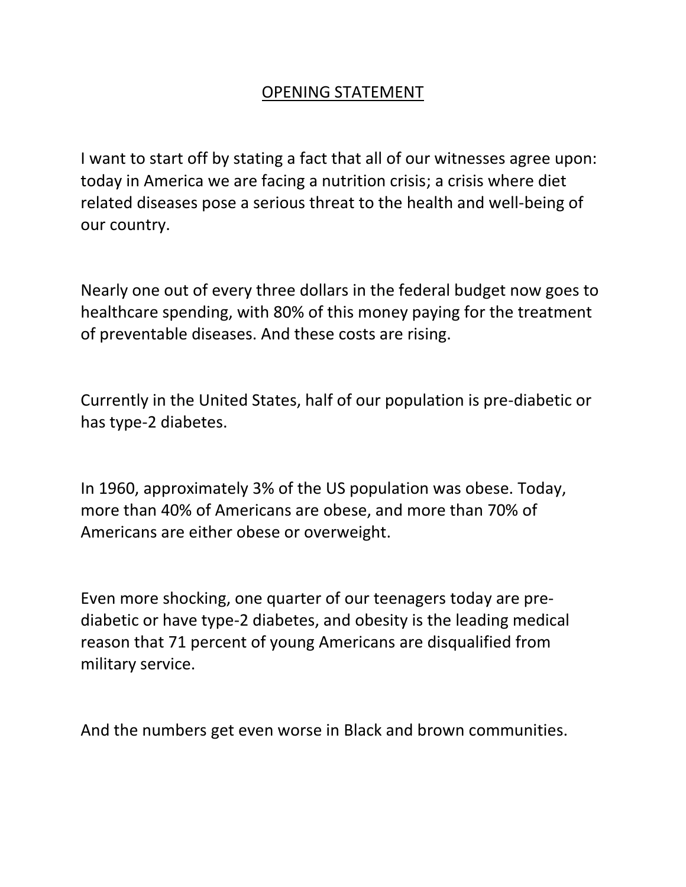# <u>OPENING STATEMENT</u>

I want to start off by stating a fact that all of our witnesses agree upon: today in America we are facing a nutrition crisis; a crisis where diet related diseases pose a serious threat to the health and well-being of our country.

Nearly one out of every three dollars in the federal budget now goes to healthcare spending, with 80% of this money paying for the treatment of preventable diseases. And these costs are rising.

Currently in the United States, half of our population is pre-diabetic or has type-2 diabetes.

In 1960, approximately 3% of the US population was obese. Today, more than 40% of Americans are obese, and more than 70% of Americans are either obese or overweight.

Even more shocking, one quarter of our teenagers today are pre-diabetic or have type-2 diabetes, and obesity is the leading medical reason that 71 percent of young Americans are disqualified from military service.

And the numbers get even worse in Black and brown communities.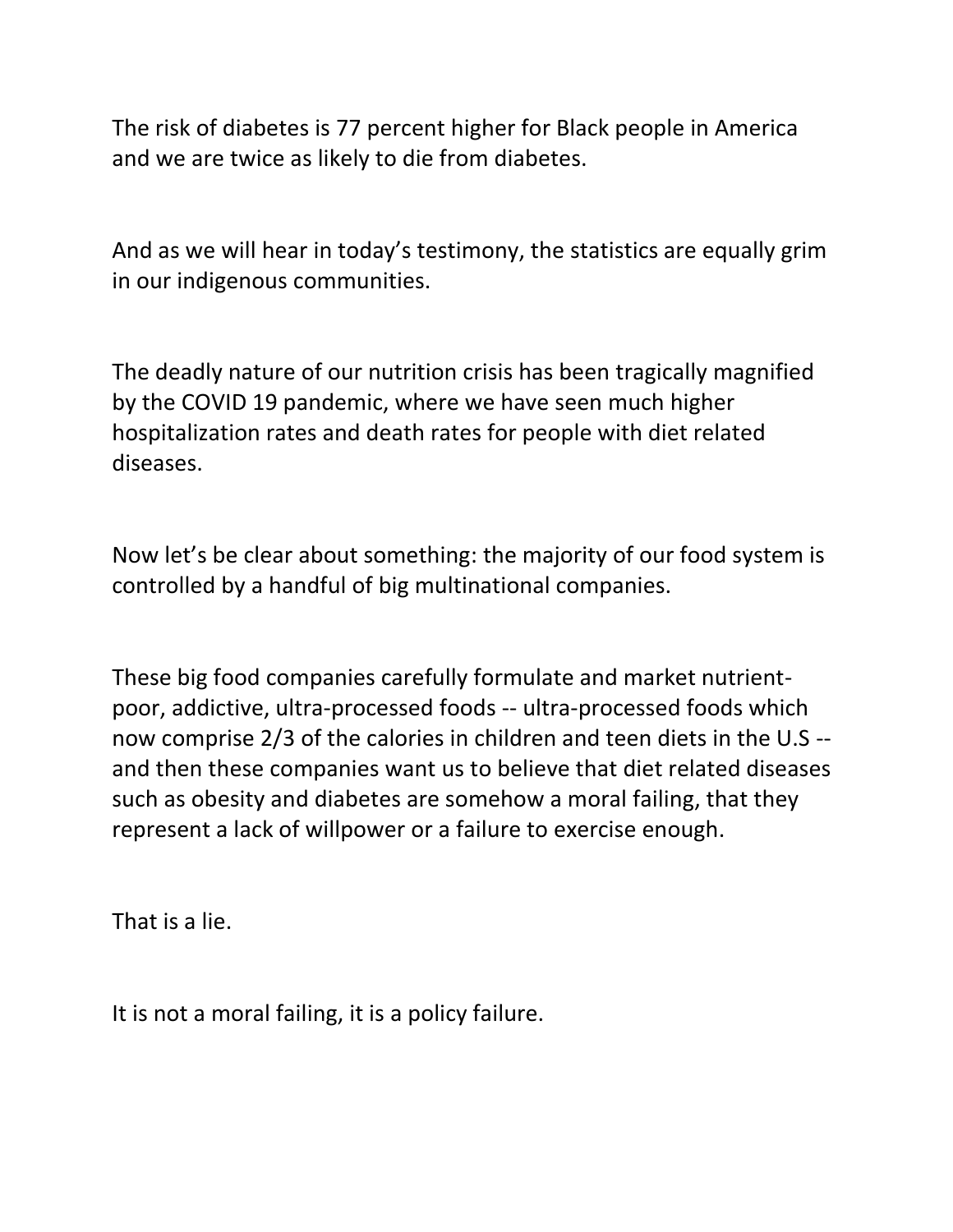The risk of diabetes is 77 percent higher for Black people in America and we are twice as likely to die from diabetes.

And as we will hear in today's testimony, the statistics are equally grim in our indigenous communities.

The deadly nature of our nutrition crisis has been tragically magnified by the COVID 19 pandemic, where we have seen much higher hospitalization rates and death rates for people with diet related diseases.

Now let's be clear about something: the majority of our food system is controlled by a handful of big multinational companies.

These big food companies carefully formulate and market nutrient-poor, addictive, ultra-processed foods -- ultra-processed foods which now comprise 2/3 of the calories in children and teen diets in the U.S -- and then these companies want us to believe that diet related diseases such as obesity and diabetes are somehow a moral failing, that they represent a lack of willpower or a failure to exercise enough.

That is a lie.

It is not a moral failing, it is a policy failure.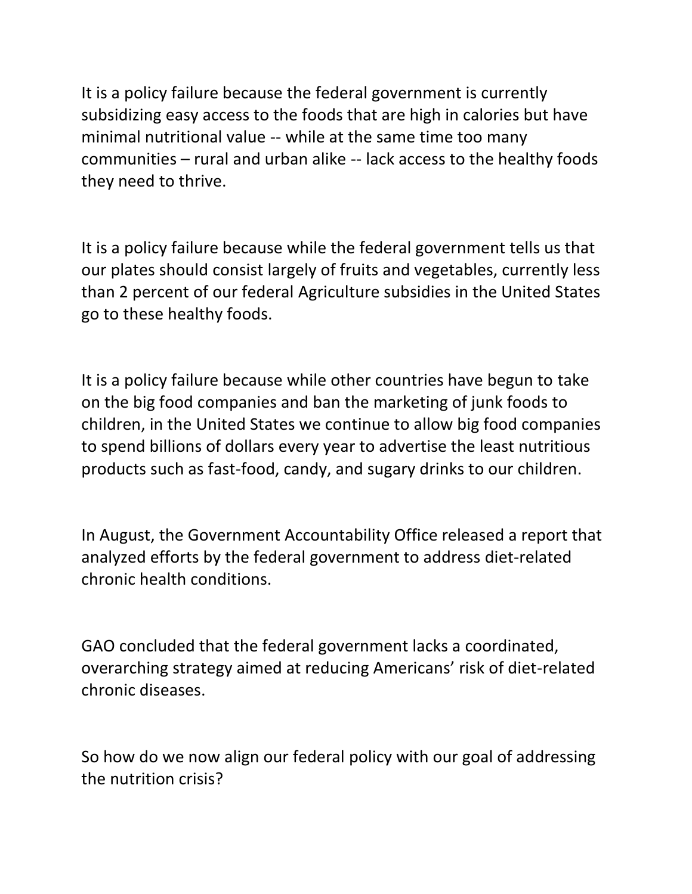It is a policy failure because the federal government is currently subsidizing easy access to the foods that are high in calories but have minimal nutritional value -- while at the same time too many communities – rural and urban alike -- lack access to the healthy foods they need to thrive.

It is a policy failure because while the federal government tells us that our plates should consist largely of fruits and vegetables, currently less than 2 percent of our federal Agriculture subsidies in the United States go to these healthy foods.

It is a policy failure because while other countries have begun to take on the big food companies and ban the marketing of junk foods to children, in the United States we continue to allow big food companies to spend billions of dollars every year to advertise the least nutritious products such as fast-food, candy, and sugary drinks to our children.

In August, the Government Accountability Office released a report that analyzed efforts by the federal government to address diet-related chronic health conditions.

GAO concluded that the federal government lacks a coordinated, overarching strategy aimed at reducing Americans' risk of diet-related chronic diseases.

So how do we now align our federal policy with our goal of addressing the nutrition crisis?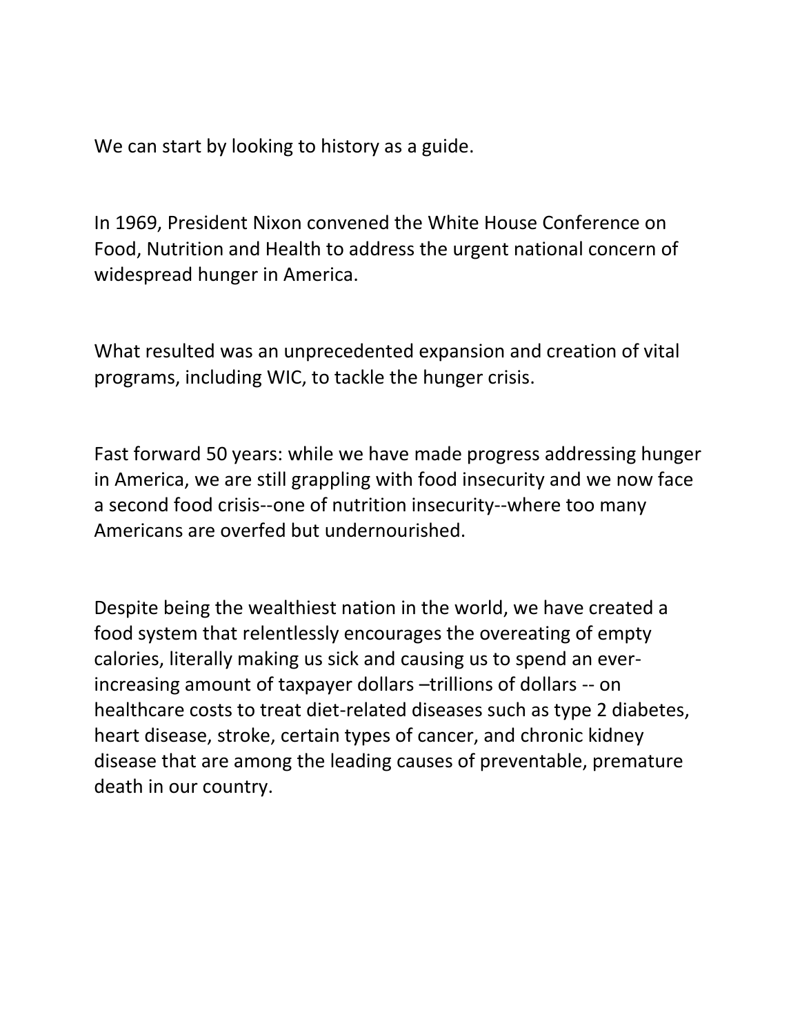We can start by looking to history as a guide.

In 1969, President Nixon convened the White House Conference on Food, Nutrition and Health to address the urgent national concern of widespread hunger in America.

What resulted was an unprecedented expansion and creation of vital programs, including WIC, to tackle the hunger crisis.

Fast forward 50 years: while we have made progress addressing hunger in America, we are still grappling with food insecurity and we now face a second food crisis--one of nutrition insecurity--where too many Americans are overfed but undernourished.

Despite being the wealthiest nation in the world, we have created a food system that relentlessly encourages the overeating of empty calories, literally making us sick and causing us to spend an ever-increasing amount of taxpayer dollars –trillions of dollars -- on healthcare costs to treat diet-related diseases such as type 2 diabetes, heart disease, stroke, certain types of cancer, and chronic kidney disease that are among the leading causes of preventable, premature death in our country.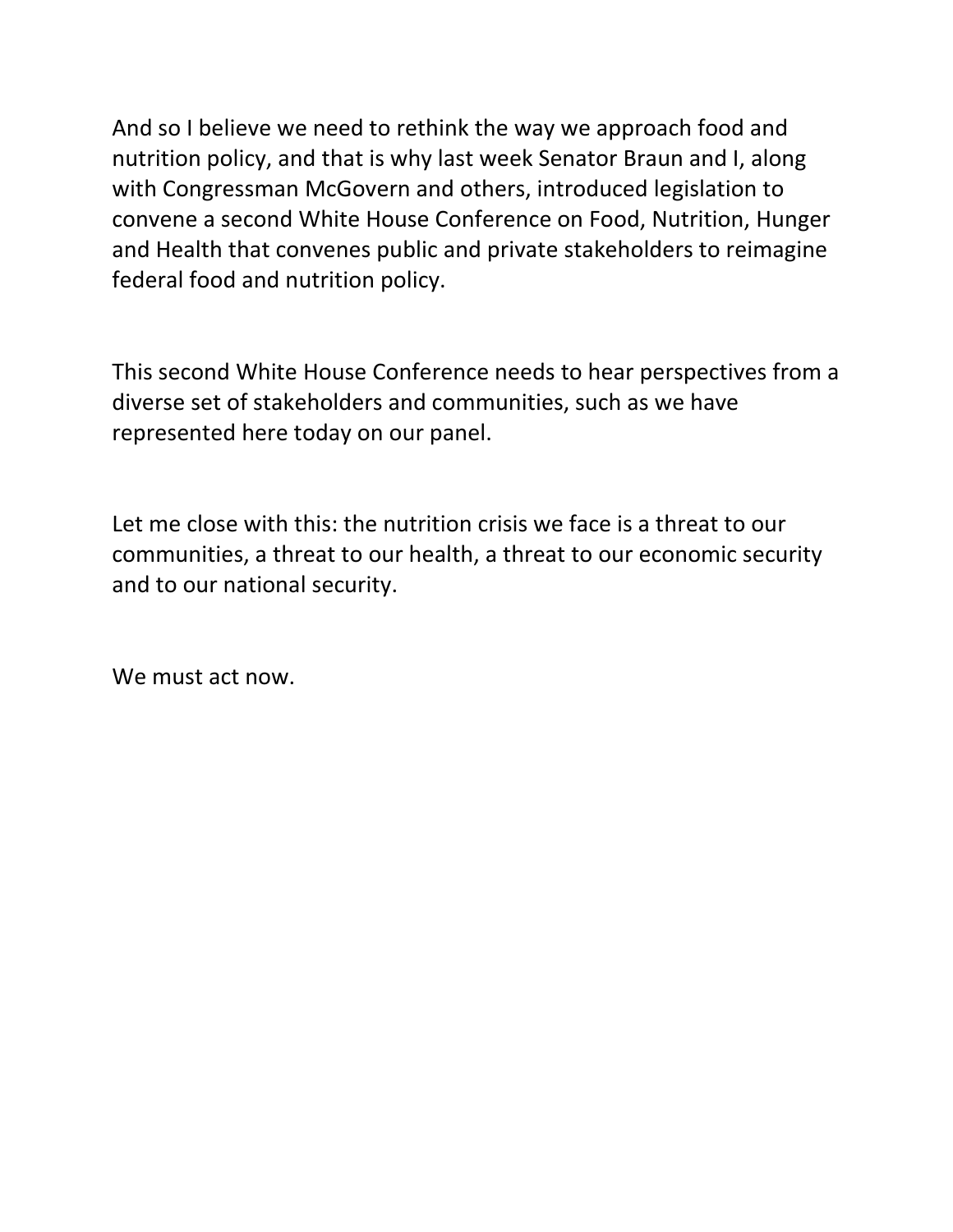And so I believe we need to rethink the way we approach food and nutrition policy, and that is why last week Senator Braun and I, along with Congressman McGovern and others, introduced legislation to convene a second White House Conference on Food, Nutrition, Hunger and Health that convenes public and private stakeholders to reimagine federal food and nutrition policy.

This second White House Conference needs to hear perspectives from a diverse set of stakeholders and communities, such as we have represented here today on our panel.

Let me close with this: the nutrition crisis we face is a threat to our communities, a threat to our health, a threat to our economic security and to our national security.

We must act now.